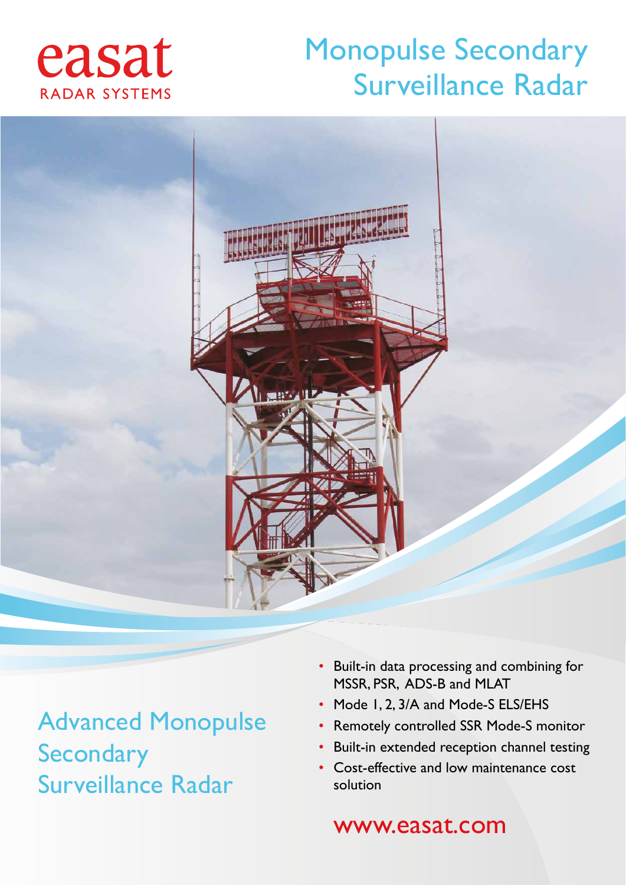easat

RADAR SYSTEMS

# Monopulse Secondary Surveillance Radar

## Advanced Monopulse Secondary Surveillance Radar

- Built-in data processing and combining for MSSR, PSR, ADS-B and MLAT
- Mode 1, 2, 3/A and Mode-S ELS/EHS
- Remotely controlled SSR Mode-S monitor
- Built-in extended reception channel testing
- Cost-effective and low maintenance cost solution

www.easat.com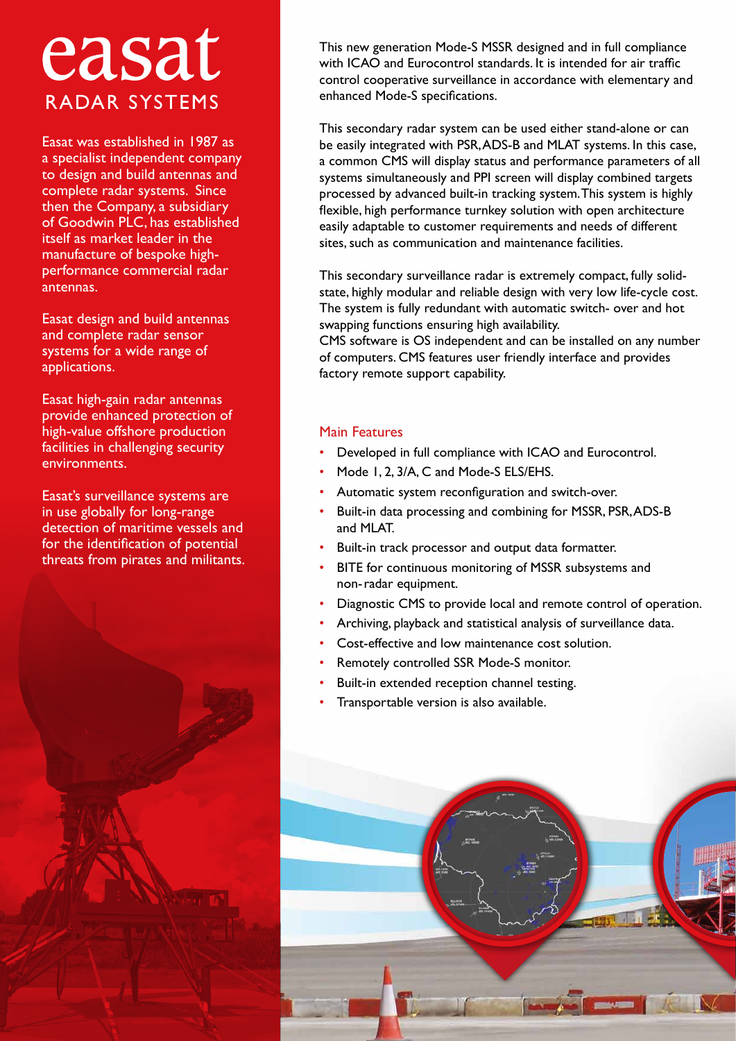# easat

## RADAR SYSTEMS

Easat was established in 1987 as a specialist independent company to design and build antennas and complete radar systems. Since then the Company, a subsidiary of Goodwin PLC, has established itself as market leader in the manufacture of bespoke high-performance commercial radar antennas.

Easat design and build antennas and complete radar sensor systems for a wide range of applications.

Easat high-gain radar antennas provide enhanced protection of high-value offshore production facilities in challenging security environments.

Easat's surveillance systems are in use globally for long-range detection of maritime vessels and for the identification of potential threats from pirates and militants.

This new generation Mode-S MSSR designed and in full compliance with ICAO and Eurocontrol standards. It is intended for air traffic control cooperative surveillance in accordance with elementary and enhanced Mode-S specifications.

This secondary radar system can be used either stand-alone or can be easily integrated with PSR, ADS-B and MLAT systems. In this case, a common CMS will display status and performance parameters of all systems simultaneously and PPI screen will display combined targets processed by advanced built-in tracking system. This system is highly flexible, high performance turnkey solution with open architecture easily adaptable to customer requirements and needs of different sites, such as communication and maintenance facilities.

This secondary surveillance radar is extremely compact, fully solid-state, highly modular and reliable design with very low life-cycle cost. The system is fully redundant with automatic switch- over and hot swapping functions ensuring high availability.
CMS software is OS independent and can be installed on any number of computers. CMS features user friendly interface and provides factory remote support capability.

### Main Features

- Developed in full compliance with ICAO and Eurocontrol.
- Mode 1, 2, 3/A, C and Mode-S ELS/EHS.
- Automatic system reconfiguration and switch-over.
- Built-in data processing and combining for MSSR, PSR, ADS-B and MLAT.
- Built-in track processor and output data formatter.
- BITE for continuous monitoring of MSSR subsystems and non- radar equipment.
- Diagnostic CMS to provide local and remote control of operation.
- Archiving, playback and statistical analysis of surveillance data.
- Cost-effective and low maintenance cost solution.
- Remotely controlled SSR Mode-S monitor.
- Built-in extended reception channel testing.
- Transportable version is also available.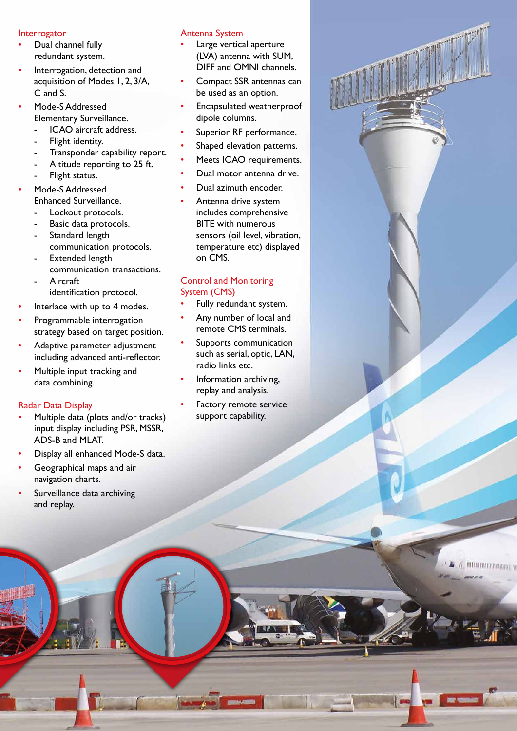## Interrogator

- Dual channel fully redundant system.
- Interrogation, detection and acquisition of Modes 1, 2, 3/A, C and S.
- Mode-S Addressed Elementary Surveillance.
  - ICAO aircraft address.
  - Flight identity.
  - Transponder capability report.
  - Altitude reporting to 25 ft.
  - Flight status.
- Mode-S Addressed Enhanced Surveillance.
  - Lockout protocols.
  - Basic data protocols.
  - Standard length communication protocols.
  - Extended length communication transactions.
  - Aircraft identification protocol.
- Interlace with up to 4 modes.
- Programmable interrogation strategy based on target position.
- Adaptive parameter adjustment including advanced anti-reflector.
- Multiple input tracking and data combining.

## Radar Data Display

- Multiple data (plots and/or tracks) input display including PSR, MSSR, ADS-B and MLAT.
- Display all enhanced Mode-S data.
- Geographical maps and air navigation charts.
- Surveillance data archiving and replay.

## Antenna System

- Large vertical aperture (LVA) antenna with SUM, DIFF and OMNI channels.
- Compact SSR antennas can be used as an option.
- Encapsulated weatherproof dipole columns.
- Superior RF performance.
- Shaped elevation patterns.
- Meets ICAO requirements.
- Dual motor antenna drive.
- Dual azimuth encoder.
- Antenna drive system includes comprehensive BITE with numerous sensors (oil level, vibration, temperature etc) displayed on CMS.

## Control and Monitoring System (CMS)

- Fully redundant system.
- Any number of local and remote CMS terminals.
- Supports communication such as serial, optic, LAN, radio links etc.
- Information archiving, replay and analysis.
- Factory remote service support capability.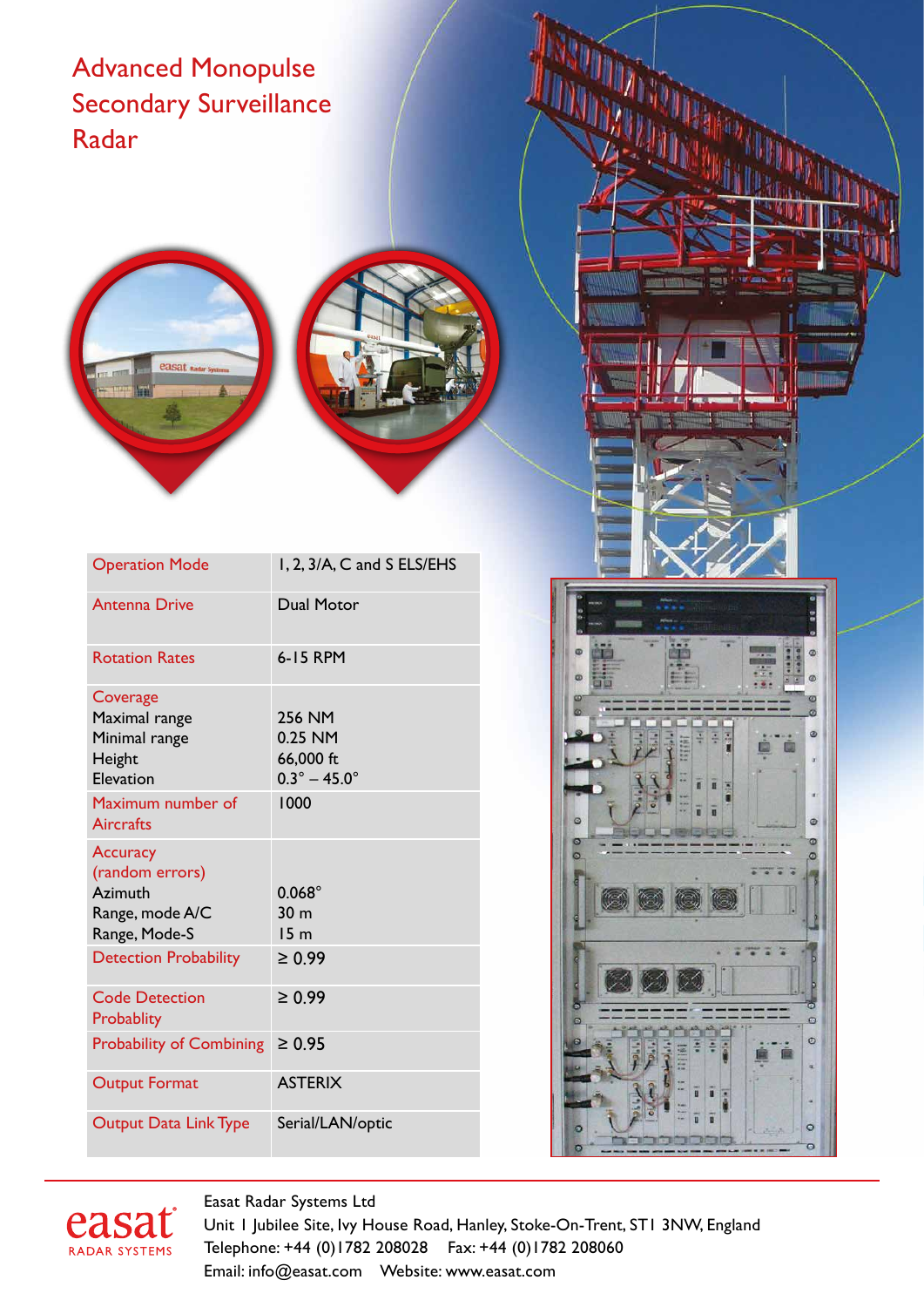# Advanced Monopulse Secondary Surveillance Radar

| | |
|---|---|
| Operation Mode | 1, 2, 3/A, C and S ELS/EHS |
| Antenna Drive | Dual Motor |
| Rotation Rates | 6-15 RPM |
| Coverage<br>Maximal range<br>Minimal range<br>Height<br>Elevation | <br>256 NM<br>0.25 NM<br>66,000 ft<br>0.3° – 45.0° |
| Maximum number of Aircrafts | 1000 |
| Accuracy (random errors)<br>Azimuth<br>Range, mode A/C<br>Range, Mode-S | <br><br>0.068°<br>30 m<br>15 m |
| Detection Probability | ≥ 0.99 |
| Code Detection Probablity | ≥ 0.99 |
| Probability of Combining | ≥ 0.95 |
| Output Format | ASTERIX |
| Output Data Link Type | Serial/LAN/optic |

easat RADAR SYSTEMS

Easat Radar Systems Ltd
Unit 1 Jubilee Site, Ivy House Road, Hanley, Stoke-On-Trent, ST1 3NW, England
Telephone: +44 (0)1782 208028 Fax: +44 (0)1782 208060
Email: info@easat.com Website: www.easat.com